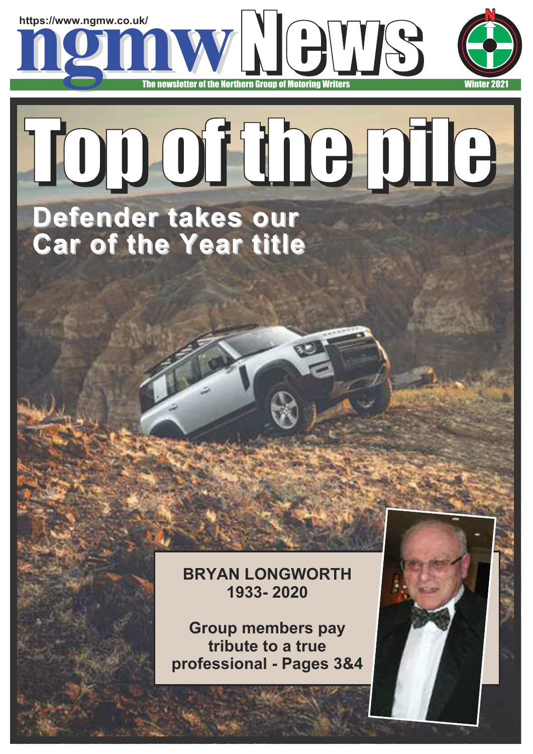https://www.ngmw.co.uk/

# ngmw News

The newsletter of the Northern Group of Motoring Writers

Winter 2021

# Top of the pile

## Defender takes our Car of the Year title

**BRYAN LONGWORTH 1933- 2020**

**Group members pay tribute to a true professional - Pages 3&4**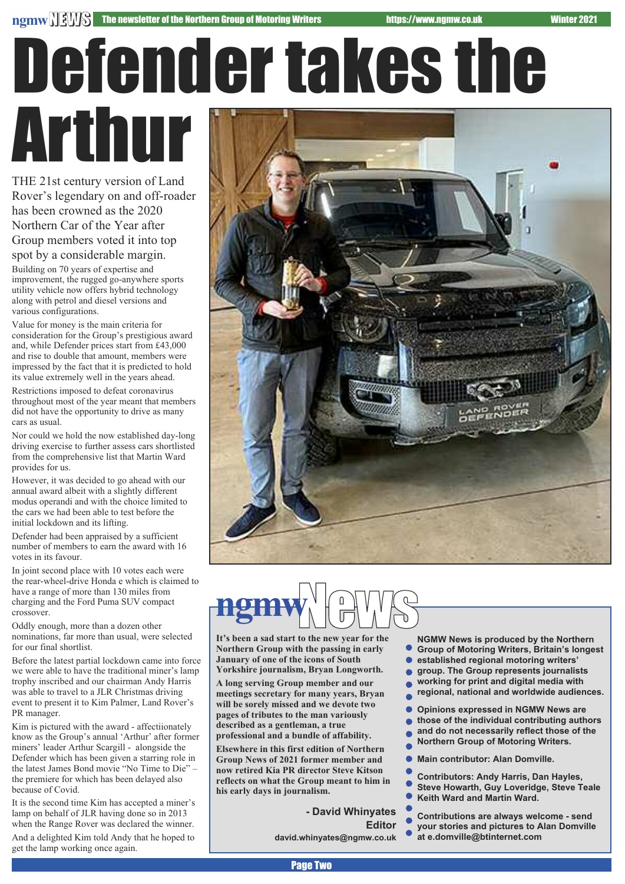# Defender takes the Arthur

THE 21st century version of Land Rover's legendary on and off-roader has been crowned as the 2020 Northern Car of the Year after Group members voted it into top spot by a considerable margin.

Building on 70 years of expertise and improvement, the rugged go-anywhere sports utility vehicle now offers hybrid technology along with petrol and diesel versions and various configurations.

Value for money is the main criteria for consideration for the Group's prestigious award and, while Defender prices start from £43,000 and rise to double that amount, members were impressed by the fact that it is predicted to hold its value extremely well in the years ahead.

Restrictions imposed to defeat coronavirus throughout most of the year meant that members did not have the opportunity to drive as many cars as usual.

Nor could we hold the now established day-long driving exercise to further assess cars shortlisted from the comprehensive list that Martin Ward provides for us.

However, it was decided to go ahead with our annual award albeit with a slightly different modus operandi and with the choice limited to the cars we had been able to test before the initial lockdown and its lifting.

Defender had been appraised by a sufficient number of members to earn the award with 16 votes in its favour.

In joint second place with 10 votes each were the rear-wheel-drive Honda e which is claimed to have a range of more than 130 miles from charging and the Ford Puma SUV compact crossover.

Oddly enough, more than a dozen other nominations, far more than usual, were selected for our final shortlist.

Before the latest partial lockdown came into force we were able to have the traditional miner's lamp trophy inscribed and our chairman Andy Harris was able to travel to a JLR Christmas driving event to present it to Kim Palmer, Land Rover's PR manager.

Kim is pictured with the award - affectiionately know as the Group's annual 'Arthur' after former miners' leader Arthur Scargill - alongside the Defender which has been given a starring role in the latest James Bond movie "No Time to Die" – the premiere for which has been delayed also because of Covid.

It is the second time Kim has accepted a miner's lamp on behalf of JLR having done so in 2013 when the Range Rover was declared the winner.

And a delighted Kim told Andy that he hoped to get the lamp working once again.

## ngmw News

**It's been a sad start to the new year for the Northern Group with the passing in early January of one of the icons of South Yorkshire journalism, Bryan Longworth.**

**A long serving Group member and our meetings secretary for many years, Bryan will be sorely missed and we devote two pages of tributes to the man variously described as a gentleman, a true professional and a bundle of affability.**

**Elsewhere in this first edition of Northern Group News of 2021 former member and now retired Kia PR director Steve Kitson reflects on what the Group meant to him in his early days in journalism.**

**- David Whinyates**
**Editor**
**david.whinyates@ngmw.co.uk**

- **NGMW News is produced by the Northern Group of Motoring Writers, Britain's longest established regional motoring writers' group. The Group represents journalists working for print and digital media with regional, national and worldwide audiences.**
- **Opinions expressed in NGMW News are those of the individual contributing authors and do not necessarily reflect those of the Northern Group of Motoring Writers.**
- **Main contributor: Alan Domville.**
- **Contributors: Andy Harris, Dan Hayles, Steve Howarth, Guy Loveridge, Steve Teale Keith Ward and Martin Ward.**
- **Contributions are always welcome - send your stories and pictures to Alan Domville at e.domville@btinternet.com**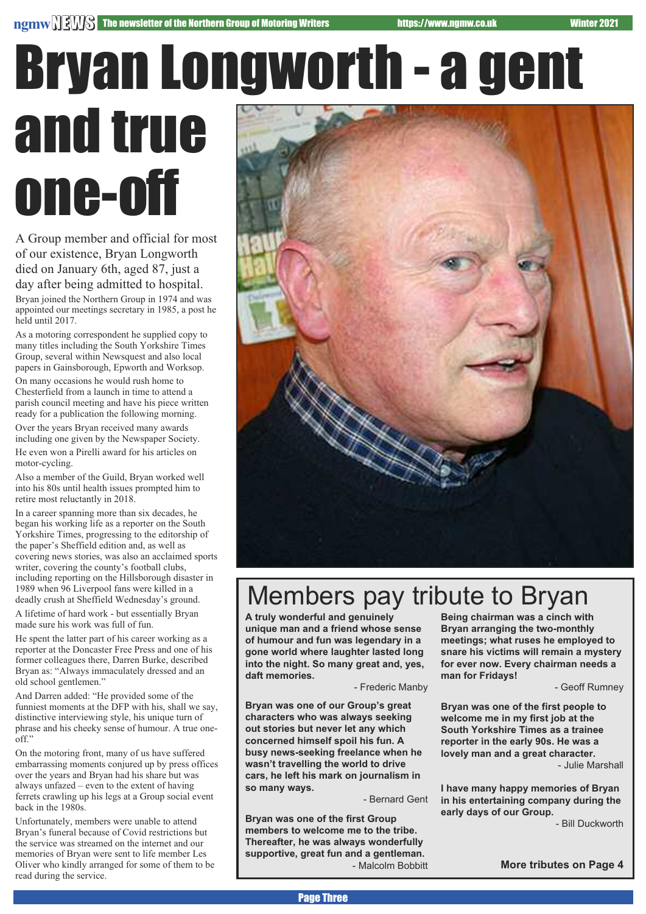# Bryan Longworth - a gent and true one-off

A Group member and official for most of our existence, Bryan Longworth died on January 6th, aged 87, just a day after being admitted to hospital.

Bryan joined the Northern Group in 1974 and was appointed our meetings secretary in 1985, a post he held until 2017.

As a motoring correspondent he supplied copy to many titles including the South Yorkshire Times Group, several within Newsquest and also local papers in Gainsborough, Epworth and Worksop.

On many occasions he would rush home to Chesterfield from a launch in time to attend a parish council meeting and have his piece written ready for a publication the following morning.

Over the years Bryan received many awards including one given by the Newspaper Society.

He even won a Pirelli award for his articles on motor-cycling.

Also a member of the Guild, Bryan worked well into his 80s until health issues prompted him to retire most reluctantly in 2018.

In a career spanning more than six decades, he began his working life as a reporter on the South Yorkshire Times, progressing to the editorship of the paper's Sheffield edition and, as well as covering news stories, was also an acclaimed sports writer, covering the county's football clubs, including reporting on the Hillsborough disaster in 1989 when 96 Liverpool fans were killed in a deadly crush at Sheffield Wednesday's ground.

A lifetime of hard work - but essentially Bryan made sure his work was full of fun.

He spent the latter part of his career working as a reporter at the Doncaster Free Press and one of his former colleagues there, Darren Burke, described Bryan as: "Always immaculately dressed and an old school gentlemen."

And Darren added: "He provided some of the funniest moments at the DFP with his, shall we say, distinctive interviewing style, his unique turn of phrase and his cheeky sense of humour. A true one-off."

On the motoring front, many of us have suffered embarrassing moments conjured up by press offices over the years and Bryan had his share but was always unfazed – even to the extent of having ferrets crawling up his legs at a Group social event back in the 1980s.

Unfortunately, members were unable to attend Bryan's funeral because of Covid restrictions but the service was streamed on the internet and our memories of Bryan were sent to life member Les Oliver who kindly arranged for some of them to be read during the service.

## Members pay tribute to Bryan

**A truly wonderful and genuinely unique man and a friend whose sense of humour and fun was legendary in a gone world where laughter lasted long into the night. So many great and, yes, daft memories.**

- Frederic Manby

**Bryan was one of our Group's great characters who was always seeking out stories but never let any which concerned himself spoil his fun. A busy news-seeking freelance when he wasn't travelling the world to drive cars, he left his mark on journalism in so many ways.**

- Bernard Gent

**Bryan was one of the first Group members to welcome me to the tribe. Thereafter, he was always wonderfully supportive, great fun and a gentleman.**

- Malcolm Bobbitt

**Being chairman was a cinch with Bryan arranging the two-monthly meetings; what ruses he employed to snare his victims will remain a mystery for ever now. Every chairman needs a man for Fridays!**

- Geoff Rumney

**Bryan was one of the first people to welcome me in my first job at the South Yorkshire Times as a trainee reporter in the early 90s. He was a lovely man and a great character.**

- Julie Marshall

**I have many happy memories of Bryan in his entertaining company during the early days of our Group.**

- Bill Duckworth

**More tributes on Page 4**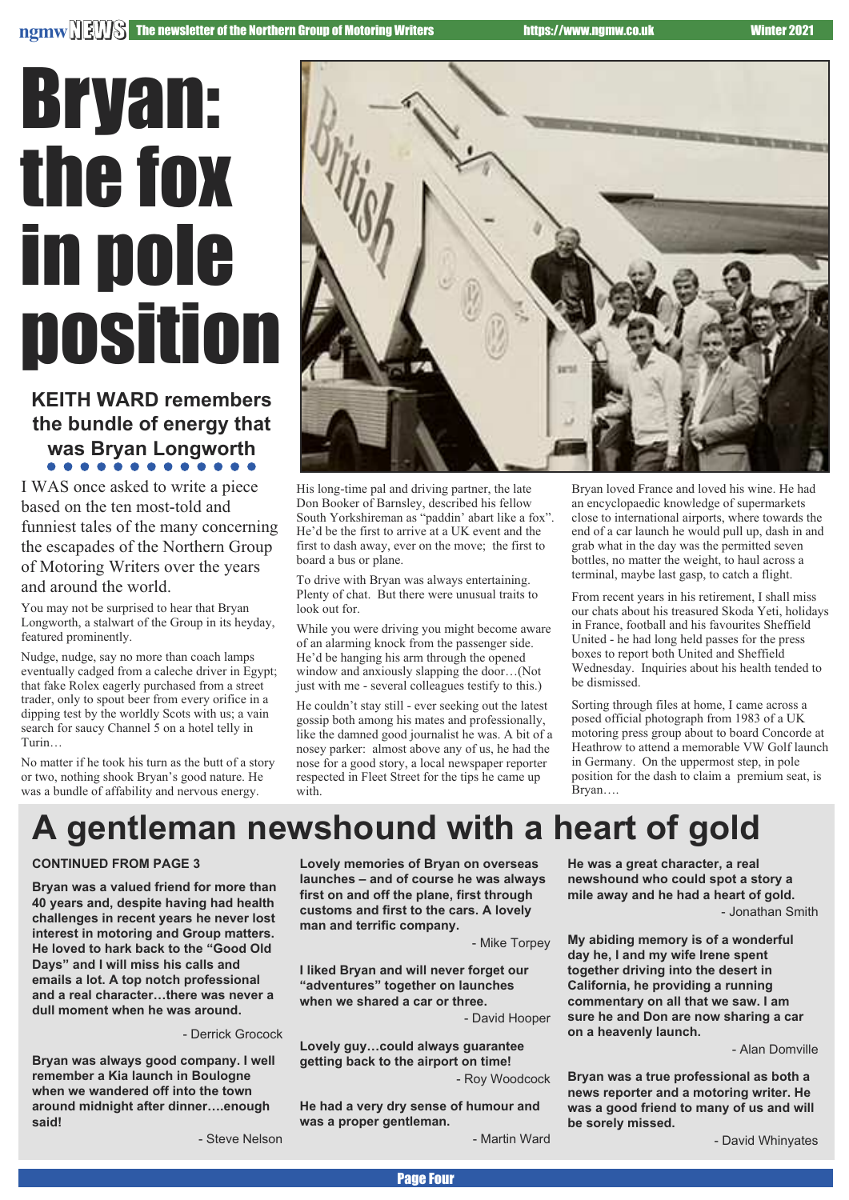# Bryan: the fox in pole position

### KEITH WARD remembers the bundle of energy that was Bryan Longworth

I WAS once asked to write a piece based on the ten most-told and funniest tales of the many concerning the escapades of the Northern Group of Motoring Writers over the years and around the world.

You may not be surprised to hear that Bryan Longworth, a stalwart of the Group in its heyday, featured prominently.

Nudge, nudge, say no more than coach lamps eventually cadged from a caleche driver in Egypt; that fake Rolex eagerly purchased from a street trader, only to spout beer from every orifice in a dipping test by the worldly Scots with us; a vain search for saucy Channel 5 on a hotel telly in Turin…

No matter if he took his turn as the butt of a story or two, nothing shook Bryan's good nature. He was a bundle of affability and nervous energy.

His long-time pal and driving partner, the late Don Booker of Barnsley, described his fellow South Yorkshireman as "paddin' abart like a fox". He'd be the first to arrive at a UK event and the first to dash away, ever on the move; the first to board a bus or plane.

To drive with Bryan was always entertaining. Plenty of chat. But there were unusual traits to look out for.

While you were driving you might become aware of an alarming knock from the passenger side. He'd be hanging his arm through the opened window and anxiously slapping the door…(Not just with me - several colleagues testify to this.)

He couldn't stay still - ever seeking out the latest gossip both among his mates and professionally, like the damned good journalist he was. A bit of a nosey parker: almost above any of us, he had the nose for a good story, a local newspaper reporter respected in Fleet Street for the tips he came up with.

Bryan loved France and loved his wine. He had an encyclopaedic knowledge of supermarkets close to international airports, where towards the end of a car launch he would pull up, dash in and grab what in the day was the permitted seven bottles, no matter the weight, to haul across a terminal, maybe last gasp, to catch a flight.

From recent years in his retirement, I shall miss our chats about his treasured Skoda Yeti, holidays in France, football and his favourites Sheffield United - he had long held passes for the press boxes to report both United and Sheffield Wednesday. Inquiries about his health tended to be dismissed.

Sorting through files at home, I came across a posed official photograph from 1983 of a UK motoring press group about to board Concorde at Heathrow to attend a memorable VW Golf launch in Germany. On the uppermost step, in pole position for the dash to claim a premium seat, is Bryan….

## A gentleman newshound with a heart of gold

**CONTINUED FROM PAGE 3**

**Bryan was a valued friend for more than 40 years and, despite having had health challenges in recent years he never lost interest in motoring and Group matters. He loved to hark back to the "Good Old Days" and I will miss his calls and emails a lot. A top notch professional and a real character…there was never a dull moment when he was around.**

- Derrick Grocock

**Bryan was always good company. I well remember a Kia launch in Boulogne when we wandered off into the town around midnight after dinner….enough said!**

- Steve Nelson

**Lovely memories of Bryan on overseas launches – and of course he was always first on and off the plane, first through customs and first to the cars. A lovely man and terrific company.**

- Mike Torpey

**I liked Bryan and will never forget our "adventures" together on launches when we shared a car or three.**

- David Hooper

**Lovely guy…could always guarantee getting back to the airport on time!**

- Roy Woodcock

**He had a very dry sense of humour and was a proper gentleman.**

- Martin Ward

**He was a great character, a real newshound who could spot a story a mile away and he had a heart of gold.**

- Jonathan Smith

**My abiding memory is of a wonderful day he, I and my wife Irene spent together driving into the desert in California, he providing a running commentary on all that we saw. I am sure he and Don are now sharing a car on a heavenly launch.**

- Alan Domville

**Bryan was a true professional as both a news reporter and a motoring writer. He was a good friend to many of us and will be sorely missed.**

- David Whinyates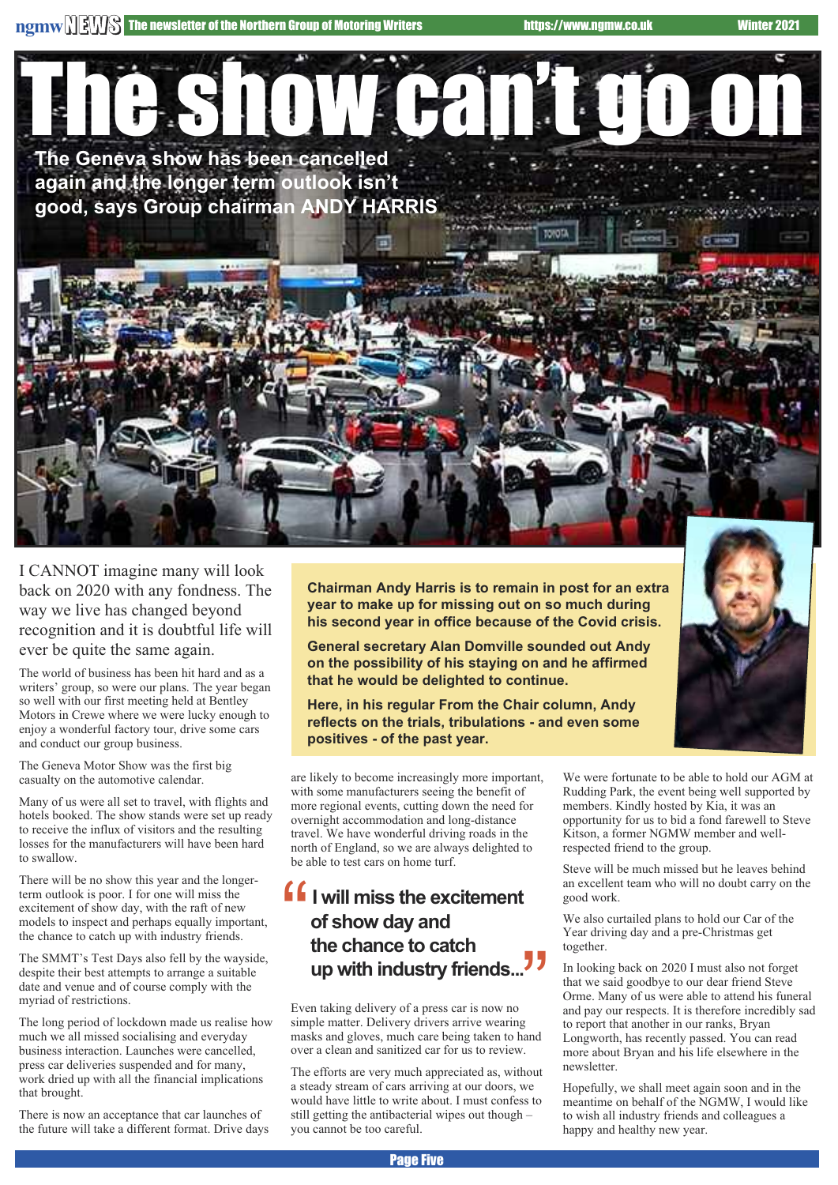# The show can't go on

**The Geneva show has been cancelled again and the longer term outlook isn't good, says Group chairman ANDY HARRIS**

**Chairman Andy Harris is to remain in post for an extra year to make up for missing out on so much during his second year in office because of the Covid crisis.**

**General secretary Alan Domville sounded out Andy on the possibility of his staying on and he affirmed that he would be delighted to continue.**

**Here, in his regular From the Chair column, Andy reflects on the trials, tribulations - and even some positives - of the past year.**

I CANNOT imagine many will look back on 2020 with any fondness. The way we live has changed beyond recognition and it is doubtful life will ever be quite the same again.

The world of business has been hit hard and as a writers' group, so were our plans. The year began so well with our first meeting held at Bentley Motors in Crewe where we were lucky enough to enjoy a wonderful factory tour, drive some cars and conduct our group business.

The Geneva Motor Show was the first big casualty on the automotive calendar.

Many of us were all set to travel, with flights and hotels booked. The show stands were set up ready to receive the influx of visitors and the resulting losses for the manufacturers will have been hard to swallow.

There will be no show this year and the longer-term outlook is poor. I for one will miss the excitement of show day, with the raft of new models to inspect and perhaps equally important, the chance to catch up with industry friends.

The SMMT's Test Days also fell by the wayside, despite their best attempts to arrange a suitable date and venue and of course comply with the myriad of restrictions.

The long period of lockdown made us realise how much we all missed socialising and everyday business interaction. Launches were cancelled, press car deliveries suspended and for many, work dried up with all the financial implications that brought.

There is now an acceptance that car launches of the future will take a different format. Drive days are likely to become increasingly more important, with some manufacturers seeing the benefit of more regional events, cutting down the need for overnight accommodation and long-distance travel. We have wonderful driving roads in the north of England, so we are always delighted to be able to test cars on home turf.

> **"I will miss the excitement of show day and the chance to catch up with industry friends..."**

Even taking delivery of a press car is now no simple matter. Delivery drivers arrive wearing masks and gloves, much care being taken to hand over a clean and sanitized car for us to review.

The efforts are very much appreciated as, without a steady stream of cars arriving at our doors, we would have little to write about. I must confess to still getting the antibacterial wipes out though – you cannot be too careful.

We were fortunate to be able to hold our AGM at Rudding Park, the event being well supported by members. Kindly hosted by Kia, it was an opportunity for us to bid a fond farewell to Steve Kitson, a former NGMW member and well-respected friend to the group.

Steve will be much missed but he leaves behind an excellent team who will no doubt carry on the good work.

We also curtailed plans to hold our Car of the Year driving day and a pre-Christmas get together.

In looking back on 2020 I must also not forget that we said goodbye to our dear friend Steve Orme. Many of us were able to attend his funeral and pay our respects. It is therefore incredibly sad to report that another in our ranks, Bryan Longworth, has recently passed. You can read more about Bryan and his life elsewhere in the newsletter.

Hopefully, we shall meet again soon and in the meantime on behalf of the NGMW, I would like to wish all industry friends and colleagues a happy and healthy new year.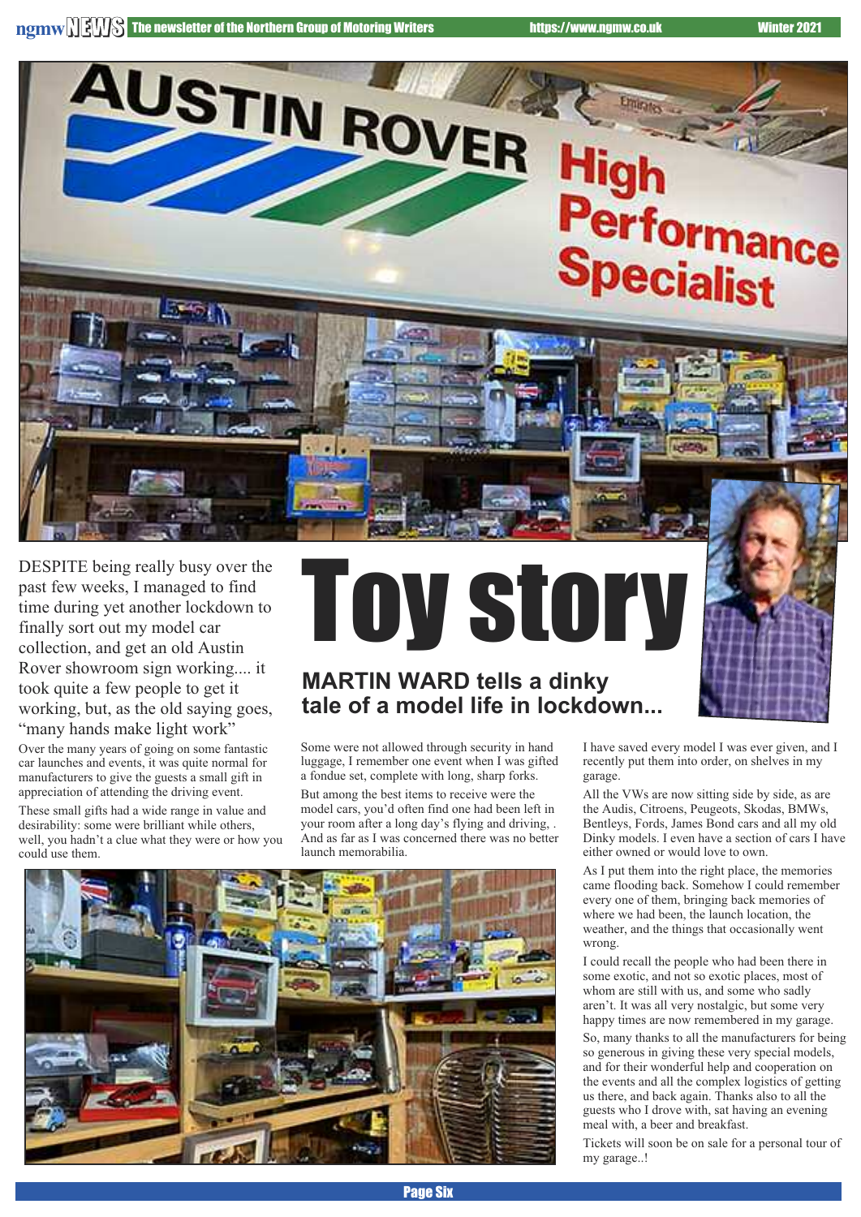# Toy story

## MARTIN WARD tells a dinky tale of a model life in lockdown...

DESPITE being really busy over the past few weeks, I managed to find time during yet another lockdown to finally sort out my model car collection, and get an old Austin Rover showroom sign working.... it took quite a few people to get it working, but, as the old saying goes, "many hands make light work"

Over the many years of going on some fantastic car launches and events, it was quite normal for manufacturers to give the guests a small gift in appreciation of attending the driving event.

These small gifts had a wide range in value and desirability: some were brilliant while others, well, you hadn't a clue what they were or how you could use them.

Some were not allowed through security in hand luggage, I remember one event when I was gifted a fondue set, complete with long, sharp forks.

But among the best items to receive were the model cars, you'd often find one had been left in your room after a long day's flying and driving, . And as far as I was concerned there was no better launch memorabilia.

I have saved every model I was ever given, and I recently put them into order, on shelves in my garage.

All the VWs are now sitting side by side, as are the Audis, Citroens, Peugeots, Skodas, BMWs, Bentleys, Fords, James Bond cars and all my old Dinky models. I even have a section of cars I have either owned or would love to own.

As I put them into the right place, the memories came flooding back. Somehow I could remember every one of them, bringing back memories of where we had been, the launch location, the weather, and the things that occasionally went wrong.

I could recall the people who had been there in some exotic, and not so exotic places, most of whom are still with us, and some who sadly aren't. It was all very nostalgic, but some very happy times are now remembered in my garage.

So, many thanks to all the manufacturers for being so generous in giving these very special models, and for their wonderful help and cooperation on the events and all the complex logistics of getting us there, and back again. Thanks also to all the guests who I drove with, sat having an evening meal with, a beer and breakfast.

Tickets will soon be on sale for a personal tour of my garage..!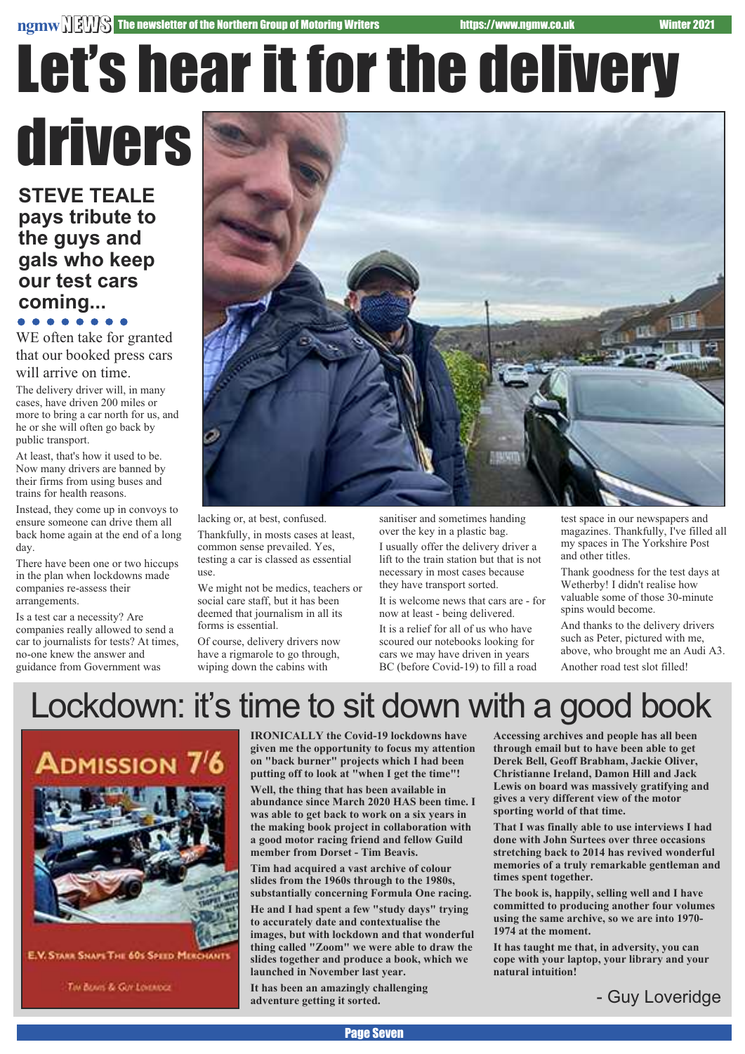# Let's hear it for the delivery drivers

## STEVE TEALE pays tribute to the guys and gals who keep our test cars coming...

WE often take for granted that our booked press cars will arrive on time.

The delivery driver will, in many cases, have driven 200 miles or more to bring a car north for us, and he or she will often go back by public transport.

At least, that's how it used to be. Now many drivers are banned by their firms from using buses and trains for health reasons.

Instead, they come up in convoys to ensure someone can drive them all back home again at the end of a long day.

There have been one or two hiccups in the plan when lockdowns made companies re-assess their arrangements.

Is a test car a necessity? Are companies really allowed to send a car to journalists for tests? At times, no-one knew the answer and guidance from Government was lacking or, at best, confused.

Thankfully, in mosts cases at least, common sense prevailed. Yes, testing a car is classed as essential use.

We might not be medics, teachers or social care staff, but it has been deemed that journalism in all its forms is essential.

Of course, delivery drivers now have a rigmarole to go through, wiping down the cabins with sanitiser and sometimes handing over the key in a plastic bag.

I usually offer the delivery driver a lift to the train station but that is not necessary in most cases because they have transport sorted.

It is welcome news that cars are - for now at least - being delivered.

It is a relief for all of us who have scoured our notebooks looking for cars we may have driven in years BC (before Covid-19) to fill a road test space in our newspapers and magazines. Thankfully, I've filled all my spaces in The Yorkshire Post and other titles.

Thank goodness for the test days at Wetherby! I didn't realise how valuable some of those 30-minute spins would become.

And thanks to the delivery drivers such as Peter, pictured with me, above, who brought me an Audi A3. Another road test slot filled!

# Lockdown: it's time to sit down with a good book

**IRONICALLY the Covid-19 lockdowns have given me the opportunity to focus my attention on "back burner" projects which I had been putting off to look at "when I get the time"!**

**Well, the thing that has been available in abundance since March 2020 HAS been time. I was able to get back to work on a six years in the making book project in collaboration with a good motor racing friend and fellow Guild member from Dorset - Tim Beavis.**

**Tim had acquired a vast archive of colour slides from the 1960s through to the 1980s, substantially concerning Formula One racing.**

**He and I had spent a few "study days" trying to accurately date and contextualise the images, but with lockdown and that wonderful thing called "Zoom" we were able to draw the slides together and produce a book, which we launched in November last year.**

**It has been an amazingly challenging adventure getting it sorted.**

**Accessing archives and people has all been through email but to have been able to get Derek Bell, Geoff Brabham, Jackie Oliver, Christianne Ireland, Damon Hill and Jack Lewis on board was massively gratifying and gives a very different view of the motor sporting world of that time.**

**That I was finally able to use interviews I had done with John Surtees over three occasions stretching back to 2014 has revived wonderful memories of a truly remarkable gentleman and times spent together.**

**The book is, happily, selling well and I have committed to producing another four volumes using the same archive, so we are into 1970-1974 at the moment.**

**It has taught me that, in adversity, you can cope with your laptop, your library and your natural intuition!**

- Guy Loveridge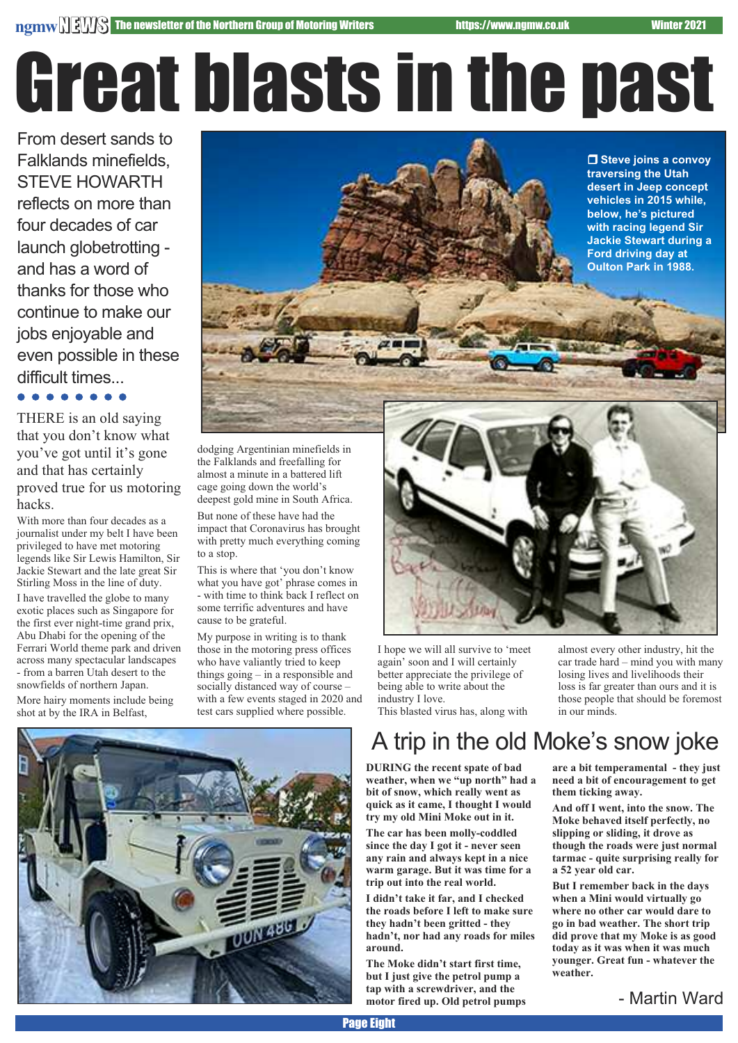# Great blasts in the past

From desert sands to Falklands minefields, STEVE HOWARTH reflects on more than four decades of car launch globetrotting - and has a word of thanks for those who continue to make our jobs enjoyable and even possible in these difficult times...

Steve joins a convoy traversing the Utah desert in Jeep concept vehicles in 2015 while, below, he's pictured with racing legend Sir Jackie Stewart during a Ford driving day at Oulton Park in 1988.

THERE is an old saying that you don't know what you've got until it's gone and that has certainly proved true for us motoring hacks.

With more than four decades as a journalist under my belt I have been privileged to have met motoring legends like Sir Lewis Hamilton, Sir Jackie Stewart and the late great Sir Stirling Moss in the line of duty.

I have travelled the globe to many exotic places such as Singapore for the first ever night-time grand prix, Abu Dhabi for the opening of the Ferrari World theme park and driven across many spectacular landscapes - from a barren Utah desert to the snowfields of northern Japan.

More hairy moments include being shot at by the IRA in Belfast, dodging Argentinian minefields in the Falklands and freefalling for almost a minute in a battered lift cage going down the world's deepest gold mine in South Africa.

But none of these have had the impact that Coronavirus has brought with pretty much everything coming to a stop.

This is where that 'you don't know what you have got' phrase comes in - with time to think back I reflect on some terrific adventures and have cause to be grateful.

My purpose in writing is to thank those in the motoring press offices who have valiantly tried to keep things going – in a responsible and socially distanced way of course – with a few events staged in 2020 and test cars supplied where possible.

I hope we will all survive to 'meet again' soon and I will certainly better appreciate the privilege of being able to write about the industry I love.

This blasted virus has, along with almost every other industry, hit the car trade hard – mind you with many losing lives and livelihoods their loss is far greater than ours and it is those people that should be foremost in our minds.

## A trip in the old Moke's snow joke

**DURING the recent spate of bad weather, when we "up north" had a bit of snow, which really went as quick as it came, I thought I would try my old Mini Moke out in it.**

**The car has been molly-coddled since the day I got it - never seen any rain and always kept in a nice warm garage. But it was time for a trip out into the real world.**

**I didn't take it far, and I checked the roads before I left to make sure they hadn't been gritted - they hadn't, nor had any roads for miles around.**

**The Moke didn't start first time, but I just give the petrol pump a tap with a screwdriver, and the motor fired up. Old petrol pumps are a bit temperamental - they just need a bit of encouragement to get them ticking away.**

**And off I went, into the snow. The Moke behaved itself perfectly, no slipping or sliding, it drove as though the roads were just normal tarmac - quite surprising really for a 52 year old car.**

**But I remember back in the days when a Mini would virtually go where no other car would dare to go in bad weather. The short trip did prove that my Moke is as good today as it was when it was much younger. Great fun - whatever the weather.**

\- Martin Ward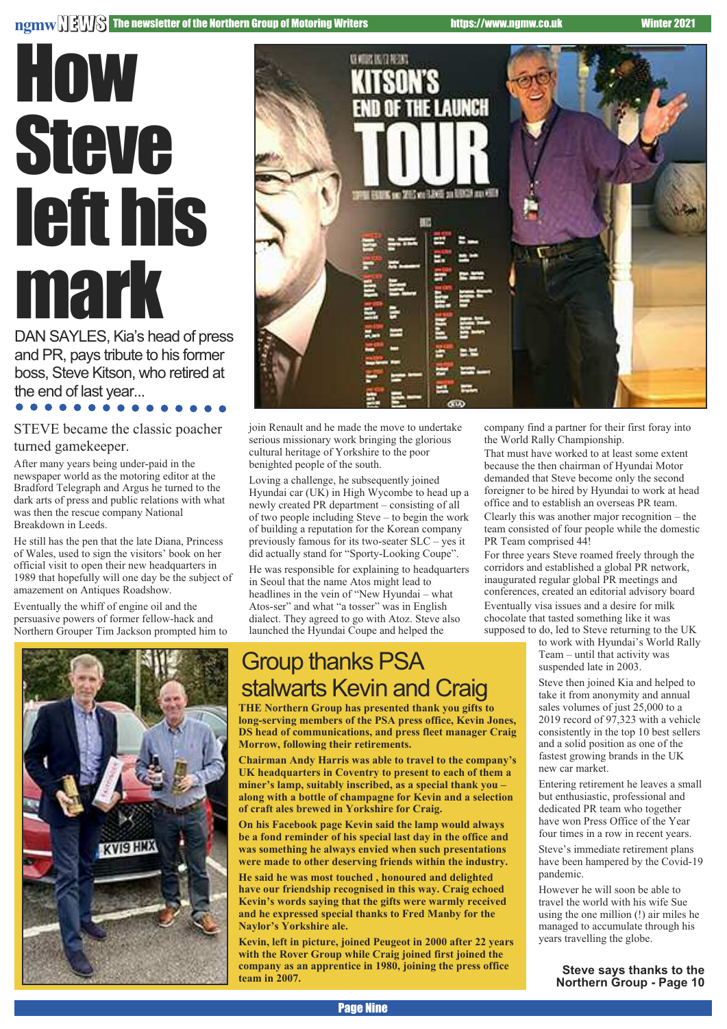# How Steve left his mark

DAN SAYLES, Kia's head of press and PR, pays tribute to his former boss, Steve Kitson, who retired at the end of last year...

STEVE became the classic poacher turned gamekeeper.

After many years being under-paid in the newspaper world as the motoring editor at the Bradford Telegraph and Argus he turned to the dark arts of press and public relations with what was then the rescue company National Breakdown in Leeds.

He still has the pen that the late Diana, Princess of Wales, used to sign the visitors' book on her official visit to open their new headquarters in 1989 that hopefully will one day be the subject of amazement on Antiques Roadshow.

Eventually the whiff of engine oil and the persuasive powers of former fellow-hack and Northern Grouper Tim Jackson prompted him to join Renault and he made the move to undertake serious missionary work bringing the glorious cultural heritage of Yorkshire to the poor benighted people of the south.

Loving a challenge, he subsequently joined Hyundai car (UK) in High Wycombe to head up a newly created PR department – consisting of all of two people including Steve – to begin the work of building a reputation for the Korean company previously famous for its two-seater SLC – yes it did actually stand for "Sporty-Looking Coupe".

He was responsible for explaining to headquarters in Seoul that the name Atos might lead to headlines in the vein of "New Hyundai – what Atos-ser" and what "a tosser" was in English dialect. They agreed to go with Atoz. Steve also launched the Hyundai Coupe and helped the company find a partner for their first foray into the World Rally Championship.

That must have worked to at least some extent because the then chairman of Hyundai Motor demanded that Steve become only the second foreigner to be hired by Hyundai to work at head office and to establish an overseas PR team.

Clearly this was another major recognition – the team consisted of four people while the domestic PR Team comprised 44!

For three years Steve roamed freely through the corridors and established a global PR network, inaugurated regular global PR meetings and conferences, created an editorial advisory board

Eventually visa issues and a desire for milk chocolate that tasted something like it was supposed to do, led to Steve returning to the UK to work with Hyundai's World Rally Team – until that activity was suspended late in 2003.

Steve then joined Kia and helped to take it from anonymity and annual sales volumes of just 25,000 to a 2019 record of 97,323 with a vehicle consistently in the top 10 best sellers and a solid position as one of the fastest growing brands in the UK new car market.

Entering retirement he leaves a small but enthusiastic, professional and dedicated PR team who together have won Press Office of the Year four times in a row in recent years.

Steve's immediate retirement plans have been hampered by the Covid-19 pandemic.

However he will soon be able to travel the world with his wife Sue using the one million (!) air miles he managed to accumulate through his years travelling the globe.

**Steve says thanks to the Northern Group - Page 10**

## Group thanks PSA stalwarts Kevin and Craig

**THE Northern Group has presented thank you gifts to long-serving members of the PSA press office, Kevin Jones, DS head of communications, and press fleet manager Craig Morrow, following their retirements.**

**Chairman Andy Harris was able to travel to the company's UK headquarters in Coventry to present to each of them a miner's lamp, suitably inscribed, as a special thank you – along with a bottle of champagne for Kevin and a selection of craft ales brewed in Yorkshire for Craig.**

**On his Facebook page Kevin said the lamp would always be a fond reminder of his special last day in the office and was something he always envied when such presentations were made to other deserving friends within the industry.**

**He said he was most touched , honoured and delighted have our friendship recognised in this way. Craig echoed Kevin's words saying that the gifts were warmly received and he expressed special thanks to Fred Manby for the Naylor's Yorkshire ale.**

**Kevin, left in picture, joined Peugeot in 2000 after 22 years with the Rover Group while Craig joined first joined the company as an apprentice in 1980, joining the press office team in 2007.**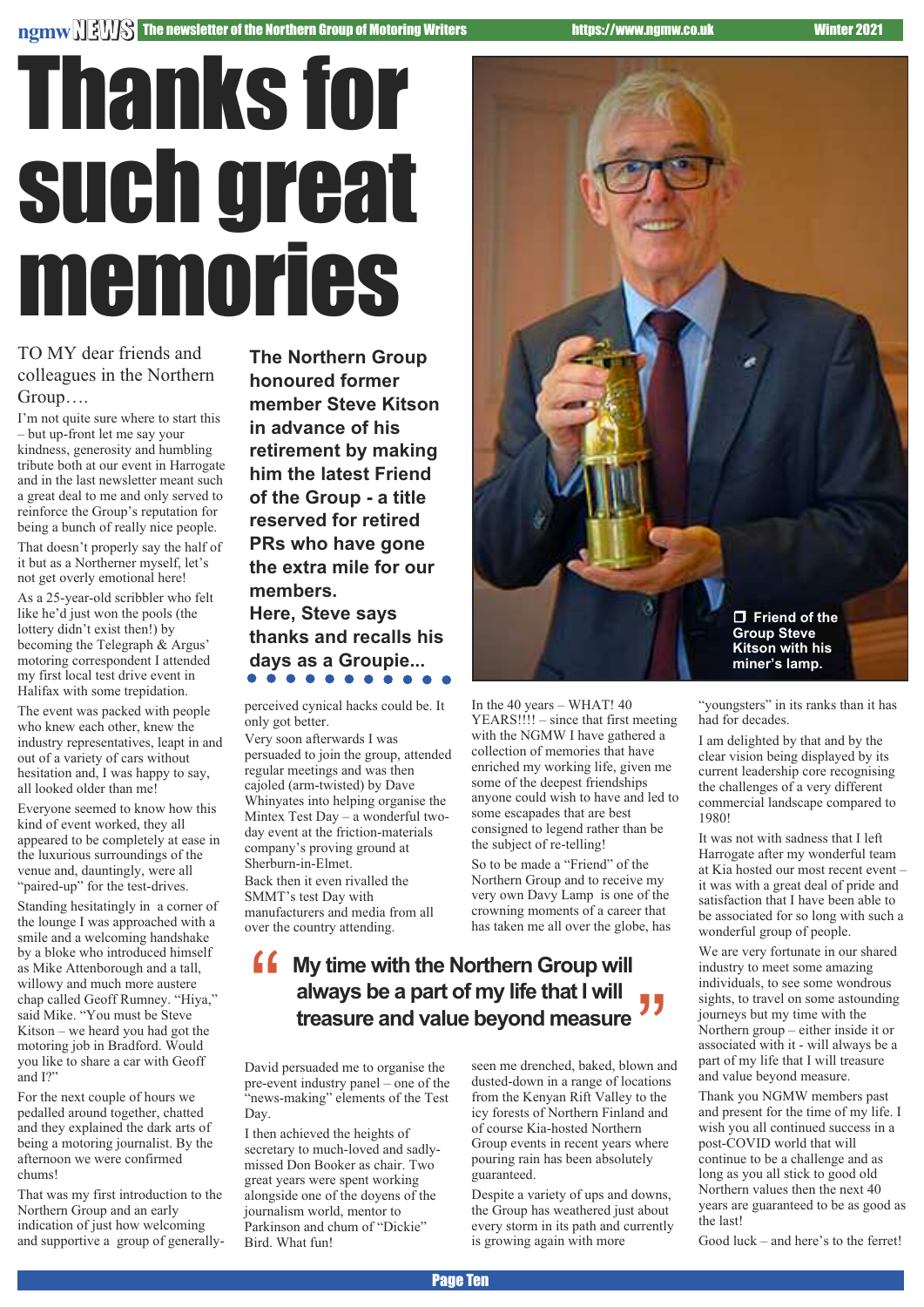# Thanks for such great memories

**The Northern Group honoured former member Steve Kitson in advance of his retirement by making him the latest Friend of the Group - a title reserved for retired PRs who have gone the extra mile for our members.**
**Here, Steve says thanks and recalls his days as a Groupie...**

Friend of the Group Steve Kitson with his miner's lamp.

TO MY dear friends and colleagues in the Northern Group….

I'm not quite sure where to start this – but up-front let me say your kindness, generosity and humbling tribute both at our event in Harrogate and in the last newsletter meant such a great deal to me and only served to reinforce the Group's reputation for being a bunch of really nice people.

That doesn't properly say the half of it but as a Northerner myself, let's not get overly emotional here!

As a 25-year-old scribbler who felt like he'd just won the pools (the lottery didn't exist then!) by becoming the Telegraph & Argus' motoring correspondent I attended my first local test drive event in Halifax with some trepidation.

The event was packed with people who knew each other, knew the industry representatives, leapt in and out of a variety of cars without hesitation and, I was happy to say, all looked older than me!

Everyone seemed to know how this kind of event worked, they all appeared to be completely at ease in the luxurious surroundings of the venue and, dauntingly, were all "paired-up" for the test-drives.

Standing hesitatingly in a corner of the lounge I was approached with a smile and a welcoming handshake by a bloke who introduced himself as Mike Attenborough and a tall, willowy and much more austere chap called Geoff Rumney. "Hiya," said Mike. "You must be Steve Kitson – we heard you had got the motoring job in Bradford. Would you like to share a car with Geoff and I?"

For the next couple of hours we pedalled around together, chatted and they explained the dark arts of being a motoring journalist. By the afternoon we were confirmed chums!

That was my first introduction to the Northern Group and an early indication of just how welcoming and supportive a group of generally-perceived cynical hacks could be. It only got better.

Very soon afterwards I was persuaded to join the group, attended regular meetings and was then cajoled (arm-twisted) by Dave Whinyates into helping organise the Mintex Test Day – a wonderful two-day event at the friction-materials company's proving ground at Sherburn-in-Elmet.

Back then it even rivalled the SMMT's test Day with manufacturers and media from all over the country attending.

> My time with the Northern Group will always be a part of my life that I will treasure and value beyond measure

David persuaded me to organise the pre-event industry panel – one of the "news-making" elements of the Test Day.

I then achieved the heights of secretary to much-loved and sadly-missed Don Booker as chair. Two great years were spent working alongside one of the doyens of the journalism world, mentor to Parkinson and chum of "Dickie" Bird. What fun!

In the 40 years – WHAT! 40 YEARS!!!! – since that first meeting with the NGMW I have gathered a collection of memories that have enriched my working life, given me some of the deepest friendships anyone could wish to have and led to some escapades that are best consigned to legend rather than be the subject of re-telling!

So to be made a "Friend" of the Northern Group and to receive my very own Davy Lamp is one of the crowning moments of a career that has taken me all over the globe, has seen me drenched, baked, blown and dusted-down in a range of locations from the Kenyan Rift Valley to the icy forests of Northern Finland and of course Kia-hosted Northern Group events in recent years where pouring rain has been absolutely guaranteed.

Despite a variety of ups and downs, the Group has weathered just about every storm in its path and currently is growing again with more "youngsters" in its ranks than it has had for decades.

I am delighted by that and by the clear vision being displayed by its current leadership core recognising the challenges of a very different commercial landscape compared to 1980!

It was not with sadness that I left Harrogate after my wonderful team at Kia hosted our most recent event – it was with a great deal of pride and satisfaction that I have been able to be associated for so long with such a wonderful group of people.

We are very fortunate in our shared industry to meet some amazing individuals, to see some wondrous sights, to travel on some astounding journeys but my time with the Northern group – either inside it or associated with it - will always be a part of my life that I will treasure and value beyond measure.

Thank you NGMW members past and present for the time of my life. I wish you all continued success in a post-COVID world that will continue to be a challenge and as long as you all stick to good old Northern values then the next 40 years are guaranteed to be as good as the last!

Good luck – and here's to the ferret!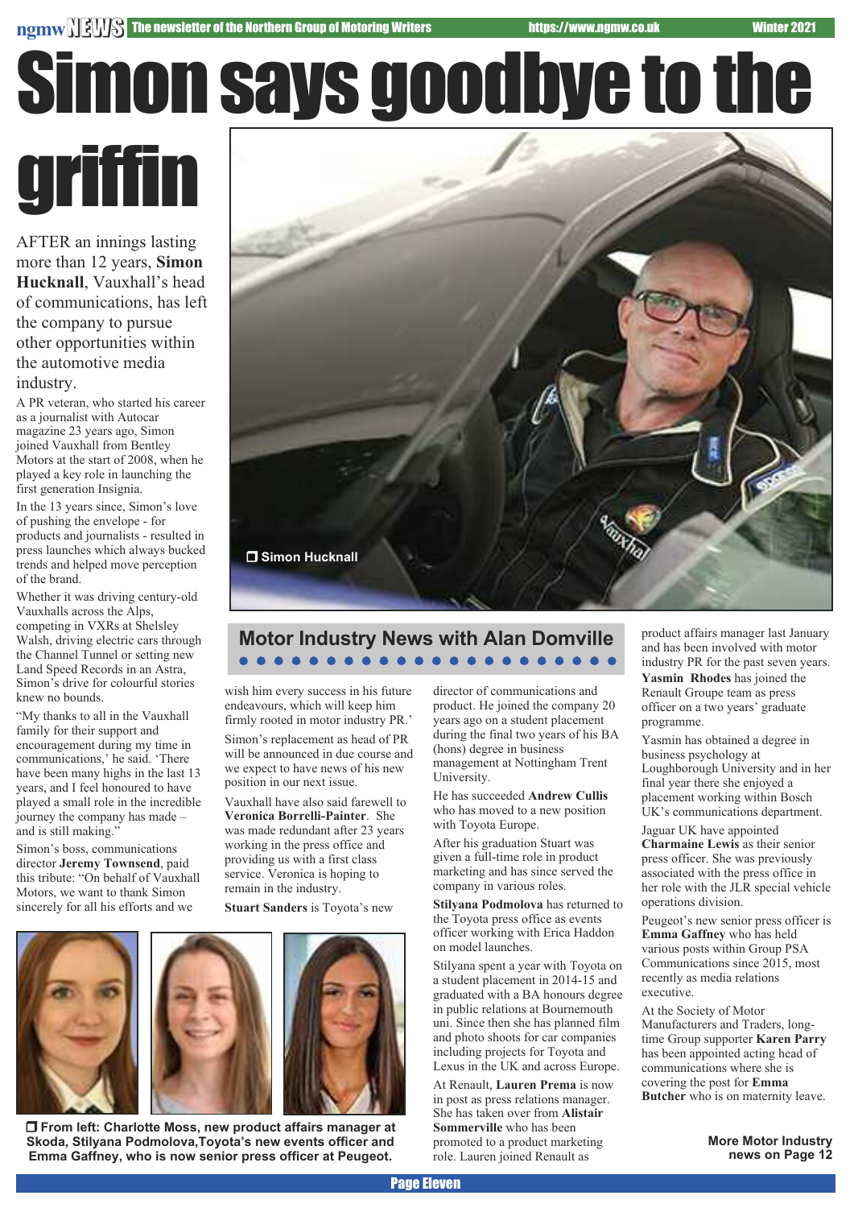# Simon says goodbye to the griffin

AFTER an innings lasting more than 12 years, **Simon Hucknall**, Vauxhall's head of communications, has left the company to pursue other opportunities within the automotive media industry.

A PR veteran, who started his career as a journalist with Autocar magazine 23 years ago, Simon joined Vauxhall from Bentley Motors at the start of 2008, when he played a key role in launching the first generation Insignia.

In the 13 years since, Simon's love of pushing the envelope - for products and journalists - resulted in press launches which always bucked trends and helped move perception of the brand.

Whether it was driving century-old Vauxhalls across the Alps, competing in VXRs at Shelsley Walsh, driving electric cars through the Channel Tunnel or setting new Land Speed Records in an Astra, Simon's drive for colourful stories knew no bounds.

"My thanks to all in the Vauxhall family for their support and encouragement during my time in communications,' he said. 'There have been many highs in the last 13 years, and I feel honoured to have played a small role in the incredible journey the company has made – and is still making."

Simon's boss, communications director **Jeremy Townsend**, paid this tribute: "On behalf of Vauxhall Motors, we want to thank Simon sincerely for all his efforts and we wish him every success in his future endeavours, which will keep him firmly rooted in motor industry PR.'

Simon's replacement as head of PR will be announced in due course and we expect to have news of his new position in our next issue.

Simon Hucknall

## Motor Industry News with Alan Domville

Vauxhall have also said farewell to **Veronica Borrelli-Painter**. She was made redundant after 23 years working in the press office and providing us with a first class service. Veronica is hoping to remain in the industry.

**Stuart Sanders** is Toyota's new director of communications and product. He joined the company 20 years ago on a student placement during the final two years of his BA (hons) degree in business management at Nottingham Trent University.

He has succeeded **Andrew Cullis** who has moved to a new position with Toyota Europe.

After his graduation Stuart was given a full-time role in product marketing and has since served the company in various roles.

**Stilyana Podmolova** has returned to the Toyota press office as events officer working with Erica Haddon on model launches.

Stilyana spent a year with Toyota on a student placement in 2014-15 and graduated with a BA honours degree in public relations at Bournemouth uni. Since then she has planned film and photo shoots for car companies including projects for Toyota and Lexus in the UK and across Europe.

At Renault, **Lauren Prema** is now in post as press relations manager. She has taken over from **Alistair Sommerville** who has been promoted to a product marketing role. Lauren joined Renault as product affairs manager last January and has been involved with motor industry PR for the past seven years.

**Yasmin Rhodes** has joined the Renault Groupe team as press officer on a two years' graduate programme.

Yasmin has obtained a degree in business psychology at Loughborough University and in her final year there she enjoyed a placement working within Bosch UK's communications department.

Jaguar UK have appointed **Charmaine Lewis** as their senior press officer. She was previously associated with the press office in her role with the JLR special vehicle operations division.

Peugeot's new senior press officer is **Emma Gaffney** who has held various posts within Group PSA Communications since 2015, most recently as media relations executive.

At the Society of Motor Manufacturers and Traders, long-time Group supporter **Karen Parry** has been appointed acting head of communications where she is covering the post for **Emma Butcher** who is on maternity leave.

From left: Charlotte Moss, new product affairs manager at Skoda, Stilyana Podmolova,Toyota's new events officer and Emma Gaffney, who is now senior press officer at Peugeot.

**More Motor Industry news on Page 12**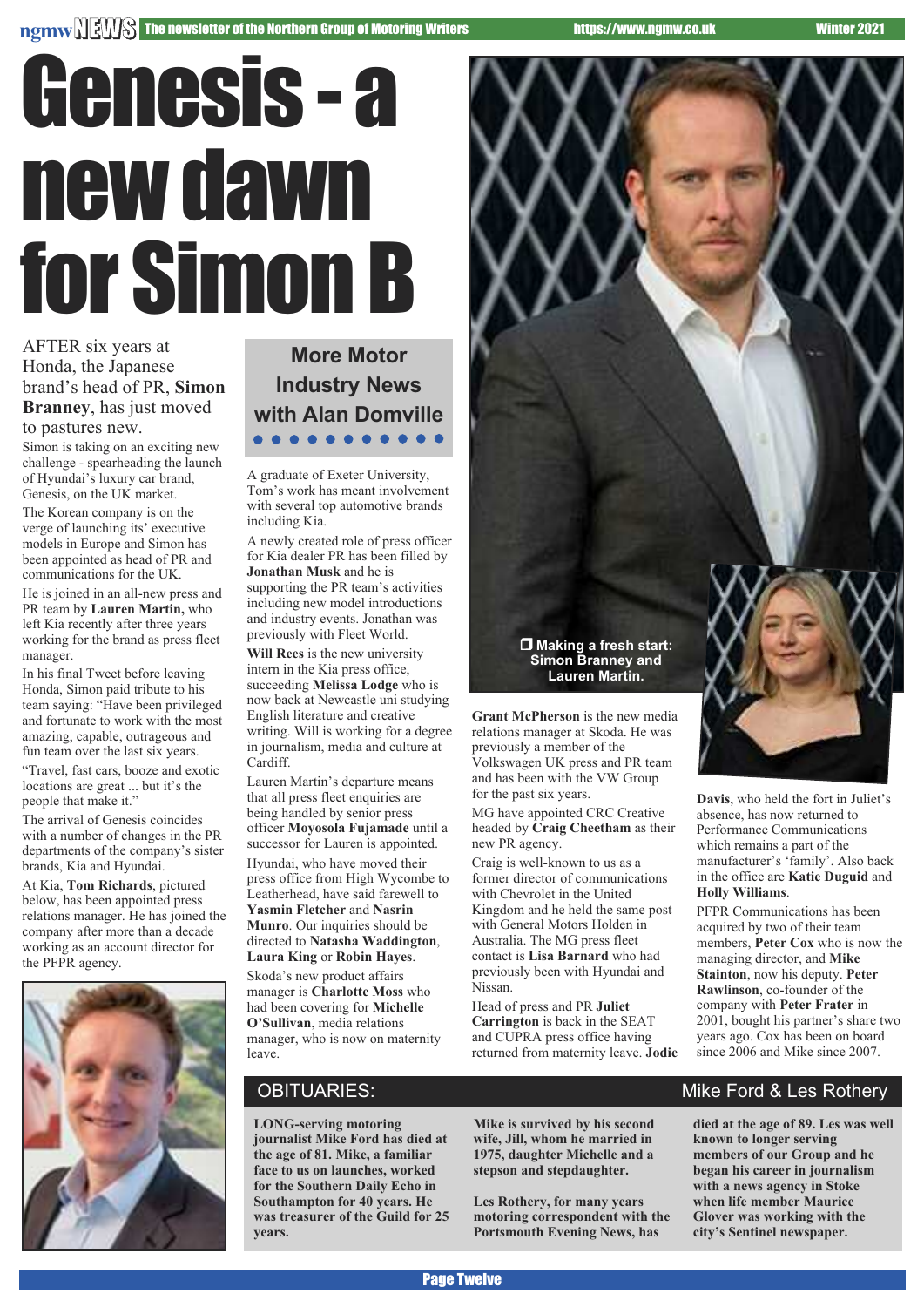# Genesis - a new dawn for Simon B

AFTER six years at Honda, the Japanese brand's head of PR, **Simon Branney**, has just moved to pastures new.

Simon is taking on an exciting new challenge - spearheading the launch of Hyundai's luxury car brand, Genesis, on the UK market.

The Korean company is on the verge of launching its' executive models in Europe and Simon has been appointed as head of PR and communications for the UK.

He is joined in an all-new press and PR team by **Lauren Martin,** who left Kia recently after three years working for the brand as press fleet manager.

In his final Tweet before leaving Honda, Simon paid tribute to his team saying: "Have been privileged and fortunate to work with the most amazing, capable, outrageous and fun team over the last six years.

"Travel, fast cars, booze and exotic locations are great ... but it's the people that make it."

The arrival of Genesis coincides with a number of changes in the PR departments of the company's sister brands, Kia and Hyundai.

At Kia, **Tom Richards**, pictured below, has been appointed press relations manager. He has joined the company after more than a decade working as an account director for the PFPR agency.

❐ Making a fresh start: Simon Branney and Lauren Martin.

## More Motor Industry News with Alan Domville

A graduate of Exeter University, Tom's work has meant involvement with several top automotive brands including Kia.

A newly created role of press officer for Kia dealer PR has been filled by **Jonathan Musk** and he is supporting the PR team's activities including new model introductions and industry events. Jonathan was previously with Fleet World.

**Will Rees** is the new university intern in the Kia press office, succeeding **Melissa Lodge** who is now back at Newcastle uni studying English literature and creative writing. Will is working for a degree in journalism, media and culture at Cardiff.

Lauren Martin's departure means that all press fleet enquiries are being handled by senior press officer **Moyosola Fujamade** until a successor for Lauren is appointed.

Hyundai, who have moved their press office from High Wycombe to Leatherhead, have said farewell to **Yasmin Fletcher** and **Nasrin Munro**. Our inquiries should be directed to **Natasha Waddington**, **Laura King** or **Robin Hayes**.

Skoda's new product affairs manager is **Charlotte Moss** who had been covering for **Michelle O'Sullivan**, media relations manager, who is now on maternity leave.

**Grant McPherson** is the new media relations manager at Skoda. He was previously a member of the Volkswagen UK press and PR team and has been with the VW Group for the past six years.

MG have appointed CRC Creative headed by **Craig Cheetham** as their new PR agency.

Craig is well-known to us as a former director of communications with Chevrolet in the United Kingdom and he held the same post with General Motors Holden in Australia. The MG press fleet contact is **Lisa Barnard** who had previously been with Hyundai and Nissan.

Head of press and PR **Juliet Carrington** is back in the SEAT and CUPRA press office having returned from maternity leave. **Jodie Davis**, who held the fort in Juliet's absence, has now returned to Performance Communications which remains a part of the manufacturer's 'family'. Also back in the office are **Katie Duguid** and **Holly Williams**.

PFPR Communications has been acquired by two of their team members, **Peter Cox** who is now the managing director, and **Mike Stainton**, now his deputy. **Peter Rawlinson**, co-founder of the company with **Peter Frater** in 2001, bought his partner's share two years ago. Cox has been on board since 2006 and Mike since 2007.

## OBITUARIES: Mike Ford & Les Rothery

**LONG-serving motoring journalist Mike Ford has died at the age of 81. Mike, a familiar face to us on launches, worked for the Southern Daily Echo in Southampton for 40 years. He was treasurer of the Guild for 25 years.**

**Mike is survived by his second wife, Jill, whom he married in 1975, daughter Michelle and a stepson and stepdaughter.**

**Les Rothery, for many years motoring correspondent with the Portsmouth Evening News, has died at the age of 89. Les was well known to longer serving members of our Group and he began his career in journalism with a news agency in Stoke when life member Maurice Glover was working with the city's Sentinel newspaper.**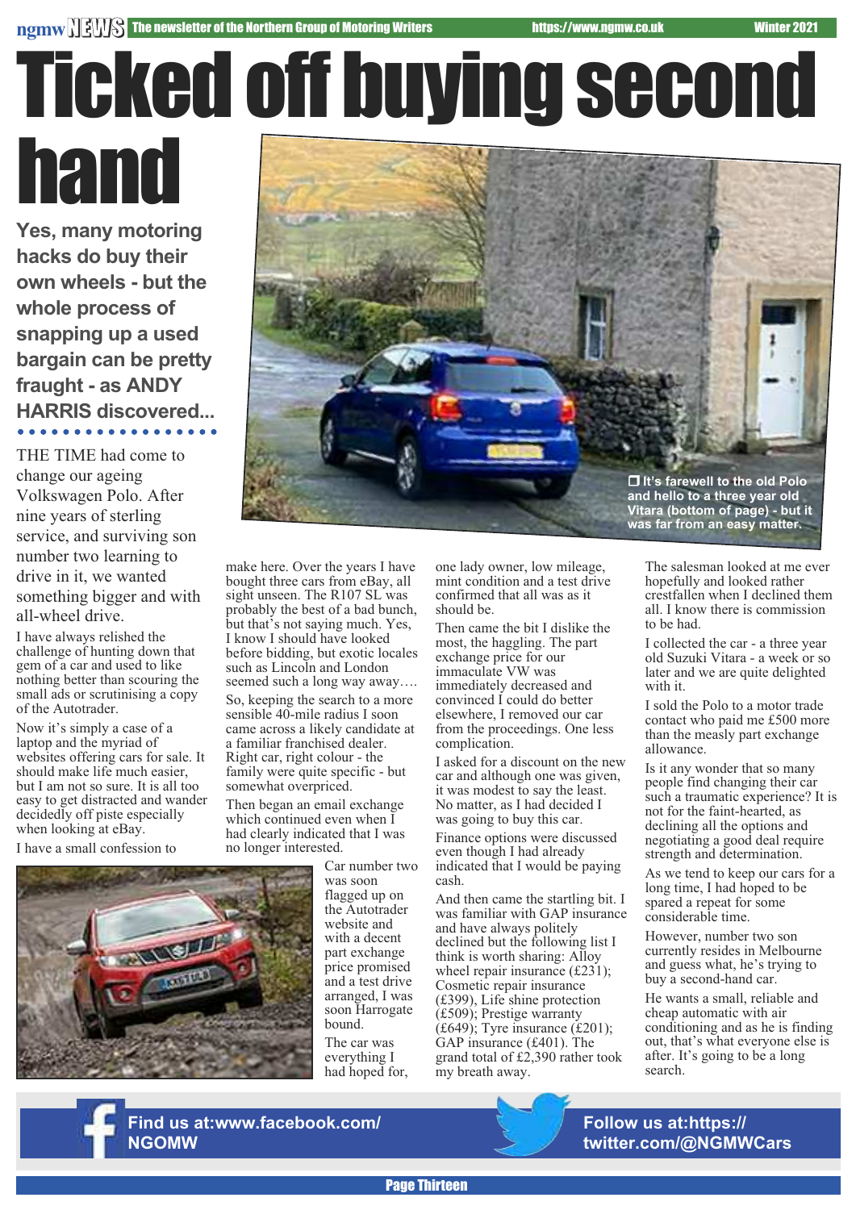# Ticked off buying second hand

**Yes, many motoring hacks do buy their own wheels - but the whole process of snapping up a used bargain can be pretty fraught - as ANDY HARRIS discovered...**

❒ It's farewell to the old Polo and hello to a three year old Vitara (bottom of page) - but it was far from an easy matter.

THE TIME had come to change our ageing Volkswagen Polo. After nine years of sterling service, and surviving son number two learning to drive in it, we wanted something bigger and with all-wheel drive.

I have always relished the challenge of hunting down that gem of a car and used to like nothing better than scouring the small ads or scrutinising a copy of the Autotrader.

Now it's simply a case of a laptop and the myriad of websites offering cars for sale. It should make life much easier, but I am not so sure. It is all too easy to get distracted and wander decidedly off piste especially when looking at eBay.

I have a small confession to make here. Over the years I have bought three cars from eBay, all sight unseen. The R107 SL was probably the best of a bad bunch, but that's not saying much. Yes, I know I should have looked before bidding, but exotic locales such as Lincoln and London seemed such a long way away….

So, keeping the search to a more sensible 40-mile radius I soon came across a likely candidate at a familiar franchised dealer. Right car, right colour - the family were quite specific - but somewhat overpriced.

Then began an email exchange which continued even when I had clearly indicated that I was no longer interested.

Car number two was soon flagged up on the Autotrader website and with a decent part exchange price promised and a test drive arranged, I was soon Harrogate bound.

The car was everything I had hoped for, one lady owner, low mileage, mint condition and a test drive confirmed that all was as it should be.

Then came the bit I dislike the most, the haggling. The part exchange price for our immaculate VW was immediately decreased and convinced I could do better elsewhere, I removed our car from the proceedings. One less complication.

I asked for a discount on the new car and although one was given, it was modest to say the least. No matter, as I had decided I was going to buy this car.

Finance options were discussed even though I had already indicated that I would be paying cash.

And then came the startling bit. I was familiar with GAP insurance and have always politely declined but the following list I think is worth sharing: Alloy wheel repair insurance (£231); Cosmetic repair insurance (£399), Life shine protection (£509); Prestige warranty (£649); Tyre insurance (£201); GAP insurance (£401). The grand total of £2,390 rather took my breath away.

The salesman looked at me ever hopefully and looked rather crestfallen when I declined them all. I know there is commission to be had.

I collected the car - a three year old Suzuki Vitara - a week or so later and we are quite delighted with it.

I sold the Polo to a motor trade contact who paid me £500 more than the measly part exchange allowance.

Is it any wonder that so many people find changing their car such a traumatic experience? It is not for the faint-hearted, as declining all the options and negotiating a good deal require strength and determination.

As we tend to keep our cars for a long time, I had hoped to be spared a repeat for some considerable time.

However, number two son currently resides in Melbourne and guess what, he's trying to buy a second-hand car.

He wants a small, reliable and cheap automatic with air conditioning and as he is finding out, that's what everyone else is after. It's going to be a long search.

**Find us at:www.facebook.com/NGOMW**

**Follow us at:https://twitter.com/@NGMWCars**